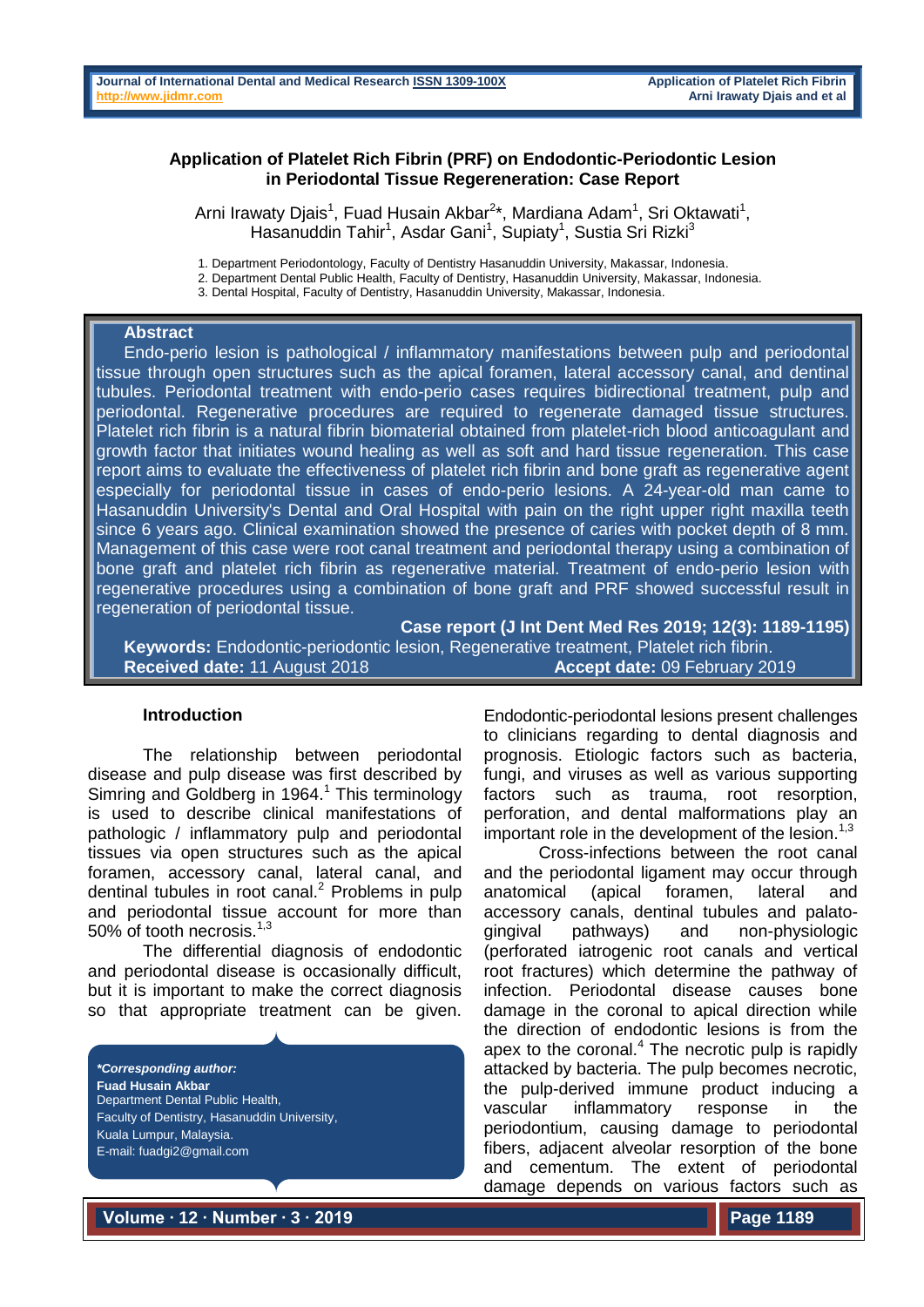# Application of Platelet Rich Fibrin (PRF) on Endodontic-Periodontic Lesion in Periodontal Tissue Regeneration: Case Report

Arni Irawaty Djais[1], Fuad Husain Akbar[2]*, Mardiana Adam[1], Sri Oktawati[1], Hasanuddin Tahir[1], Asdar Gani[1], Supiaty[1], Sustia Sri Rizki[3]

1. Department Periodontology, Faculty of Dentistry Hasanuddin University, Makassar, Indonesia.
2. Department Dental Public Health, Faculty of Dentistry, Hasanuddin University, Makassar, Indonesia.
3. Dental Hospital, Faculty of Dentistry, Hasanuddin University, Makassar, Indonesia.

## Abstract

Endo-perio lesion is pathological / inflammatory manifestations between pulp and periodontal tissue through open structures such as the apical foramen, lateral accessory canal, and dentinal tubules. Periodontal treatment with endo-perio cases requires bidirectional treatment, pulp and periodontal. Regenerative procedures are required to regenerate damaged tissue structures. Platelet rich fibrin is a natural fibrin biomaterial obtained from platelet-rich blood anticoagulant and growth factor that initiates wound healing as well as soft and hard tissue regeneration. This case report aims to evaluate the effectiveness of platelet rich fibrin and bone graft as regenerative agent especially for periodontal tissue in cases of endo-perio lesions. A 24-year-old man came to Hasanuddin University's Dental and Oral Hospital with pain on the right upper right maxilla teeth since 6 years ago. Clinical examination showed the presence of caries with pocket depth of 8 mm. Management of this case were root canal treatment and periodontal therapy using a combination of bone graft and platelet rich fibrin as regenerative material. Treatment of endo-perio lesion with regenerative procedures using a combination of bone graft and PRF showed successful result in regeneration of periodontal tissue.

**Case report (J Int Dent Med Res 2019; 12(3): 1189-1195)**

**Keywords:** Endodontic-periodontic lesion, Regenerative treatment, Platelet rich fibrin.

**Received date:** 11 August 2018 **Accept date:** 09 February 2019

## Introduction

The relationship between periodontal disease and pulp disease was first described by Simring and Goldberg in 1964.[1] This terminology is used to describe clinical manifestations of pathologic / inflammatory pulp and periodontal tissues via open structures such as the apical foramen, accessory canal, lateral canal, and dentinal tubules in root canal.[2] Problems in pulp and periodontal tissue account for more than 50% of tooth necrosis.[1,3]

The differential diagnosis of endodontic and periodontal disease is occasionally difficult, but it is important to make the correct diagnosis so that appropriate treatment can be given. Endodontic-periodontal lesions present challenges to clinicians regarding to dental diagnosis and prognosis. Etiologic factors such as bacteria, fungi, and viruses as well as various supporting factors such as trauma, root resorption, perforation, and dental malformations play an important role in the development of the lesion.[1,3]

Cross-infections between the root canal and the periodontal ligament may occur through anatomical (apical foramen, lateral and accessory canals, dentinal tubules and palato-gingival pathways) and non-physiologic (perforated iatrogenic root canals and vertical root fractures) which determine the pathway of infection. Periodontal disease causes bone damage in the coronal to apical direction while the direction of endodontic lesions is from the apex to the coronal.[4] The necrotic pulp is rapidly attacked by bacteria. The pulp becomes necrotic, the pulp-derived immune product inducing a vascular inflammatory response in the periodontium, causing damage to periodontal fibers, adjacent alveolar resorption of the bone and cementum. The extent of periodontal damage depends on various factors such as

*\*Corresponding author:*
**Fuad Husain Akbar**
Department Dental Public Health,
Faculty of Dentistry, Hasanuddin University,
Kuala Lumpur, Malaysia.
E-mail: fuadgi2@gmail.com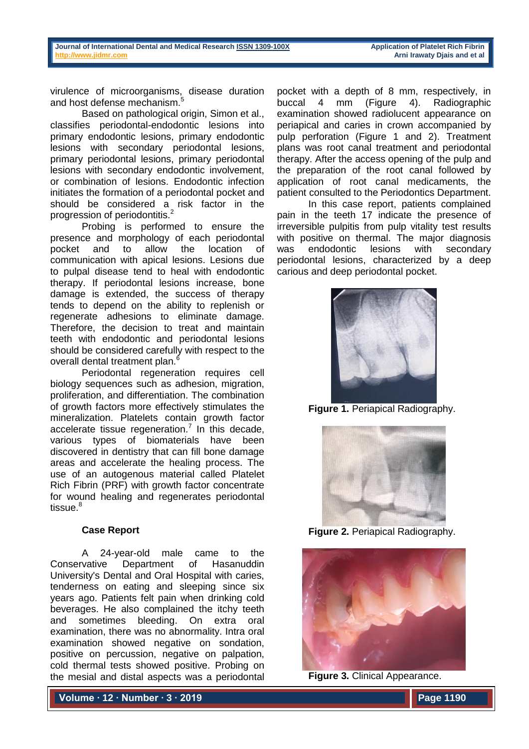virulence of microorganisms, disease duration and host defense mechanism.[5]

Based on pathological origin, Simon et al., classifies periodontal-endodontic lesions into primary endodontic lesions, primary endodontic lesions with secondary periodontal lesions, primary periodontal lesions, primary periodontal lesions with secondary endodontic involvement, or combination of lesions. Endodontic infection initiates the formation of a periodontal pocket and should be considered a risk factor in the progression of periodontitis.[2]

Probing is performed to ensure the presence and morphology of each periodontal pocket and to allow the location of communication with apical lesions. Lesions due to pulpal disease tend to heal with endodontic therapy. If periodontal lesions increase, bone damage is extended, the success of therapy tends to depend on the ability to replenish or regenerate adhesions to eliminate damage. Therefore, the decision to treat and maintain teeth with endodontic and periodontal lesions should be considered carefully with respect to the overall dental treatment plan.[6]

Periodontal regeneration requires cell biology sequences such as adhesion, migration, proliferation, and differentiation. The combination of growth factors more effectively stimulates the mineralization. Platelets contain growth factor accelerate tissue regeneration.[7] In this decade, various types of biomaterials have been discovered in dentistry that can fill bone damage areas and accelerate the healing process. The use of an autogenous material called Platelet Rich Fibrin (PRF) with growth factor concentrate for wound healing and regenerates periodontal tissue.[8]

## Case Report

A 24-year-old male came to the Conservative Department of Hasanuddin University's Dental and Oral Hospital with caries, tenderness on eating and sleeping since six years ago. Patients felt pain when drinking cold beverages. He also complained the itchy teeth and sometimes bleeding. On extra oral examination, there was no abnormality. Intra oral examination showed negative on sondation, positive on percussion, negative on palpation, cold thermal tests showed positive. Probing on the mesial and distal aspects was a periodontal pocket with a depth of 8 mm, respectively, in buccal 4 mm (Figure 4). Radiographic examination showed radiolucent appearance on periapical and caries in crown accompanied by pulp perforation (Figure 1 and 2). Treatment plans was root canal treatment and periodontal therapy. After the access opening of the pulp and the preparation of the root canal followed by application of root canal medicaments, the patient consulted to the Periodontics Department.

In this case report, patients complained pain in the teeth 17 indicate the presence of irreversible pulpitis from pulp vitality test results with positive on thermal. The major diagnosis was endodontic lesions with secondary periodontal lesions, characterized by a deep carious and deep periodontal pocket.

**Figure 1.** Periapical Radiography.

**Figure 2.** Periapical Radiography.

**Figure 3.** Clinical Appearance.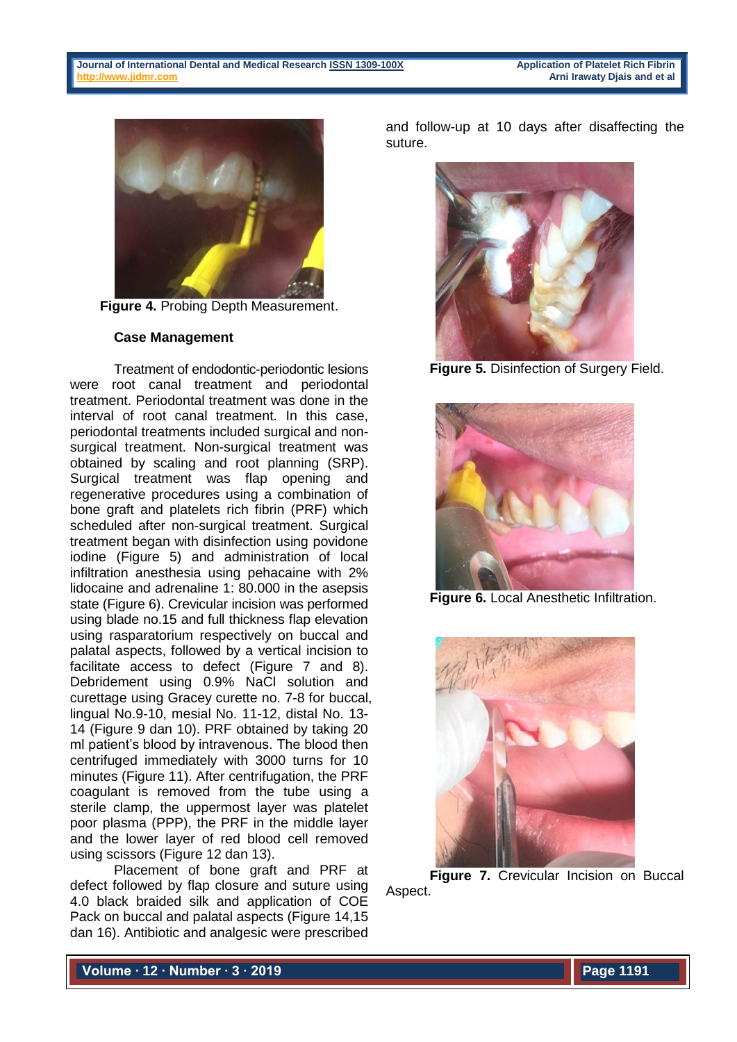**Figure 4.** Probing Depth Measurement.

### Case Management

Treatment of endodontic-periodontic lesions were root canal treatment and periodontal treatment. Periodontal treatment was done in the interval of root canal treatment. In this case, periodontal treatments included surgical and non-surgical treatment. Non-surgical treatment was obtained by scaling and root planning (SRP). Surgical treatment was flap opening and regenerative procedures using a combination of bone graft and platelets rich fibrin (PRF) which scheduled after non-surgical treatment. Surgical treatment began with disinfection using povidone iodine (Figure 5) and administration of local infiltration anesthesia using pehacaine with 2% lidocaine and adrenaline 1: 80.000 in the asepsis state (Figure 6). Crevicular incision was performed using blade no.15 and full thickness flap elevation using rasparatorium respectively on buccal and palatal aspects, followed by a vertical incision to facilitate access to defect (Figure 7 and 8). Debridement using 0.9% NaCl solution and curettage using Gracey curette no. 7-8 for buccal, lingual No.9-10, mesial No. 11-12, distal No. 13-14 (Figure 9 dan 10). PRF obtained by taking 20 ml patient's blood by intravenous. The blood then centrifuged immediately with 3000 turns for 10 minutes (Figure 11). After centrifugation, the PRF coagulant is removed from the tube using a sterile clamp, the uppermost layer was platelet poor plasma (PPP), the PRF in the middle layer and the lower layer of red blood cell removed using scissors (Figure 12 dan 13).

Placement of bone graft and PRF at defect followed by flap closure and suture using 4.0 black braided silk and application of COE Pack on buccal and palatal aspects (Figure 14,15 dan 16). Antibiotic and analgesic were prescribed and follow-up at 10 days after disaffecting the suture.

**Figure 5.** Disinfection of Surgery Field.

**Figure 6.** Local Anesthetic Infiltration.

**Figure 7.** Crevicular Incision on Buccal Aspect.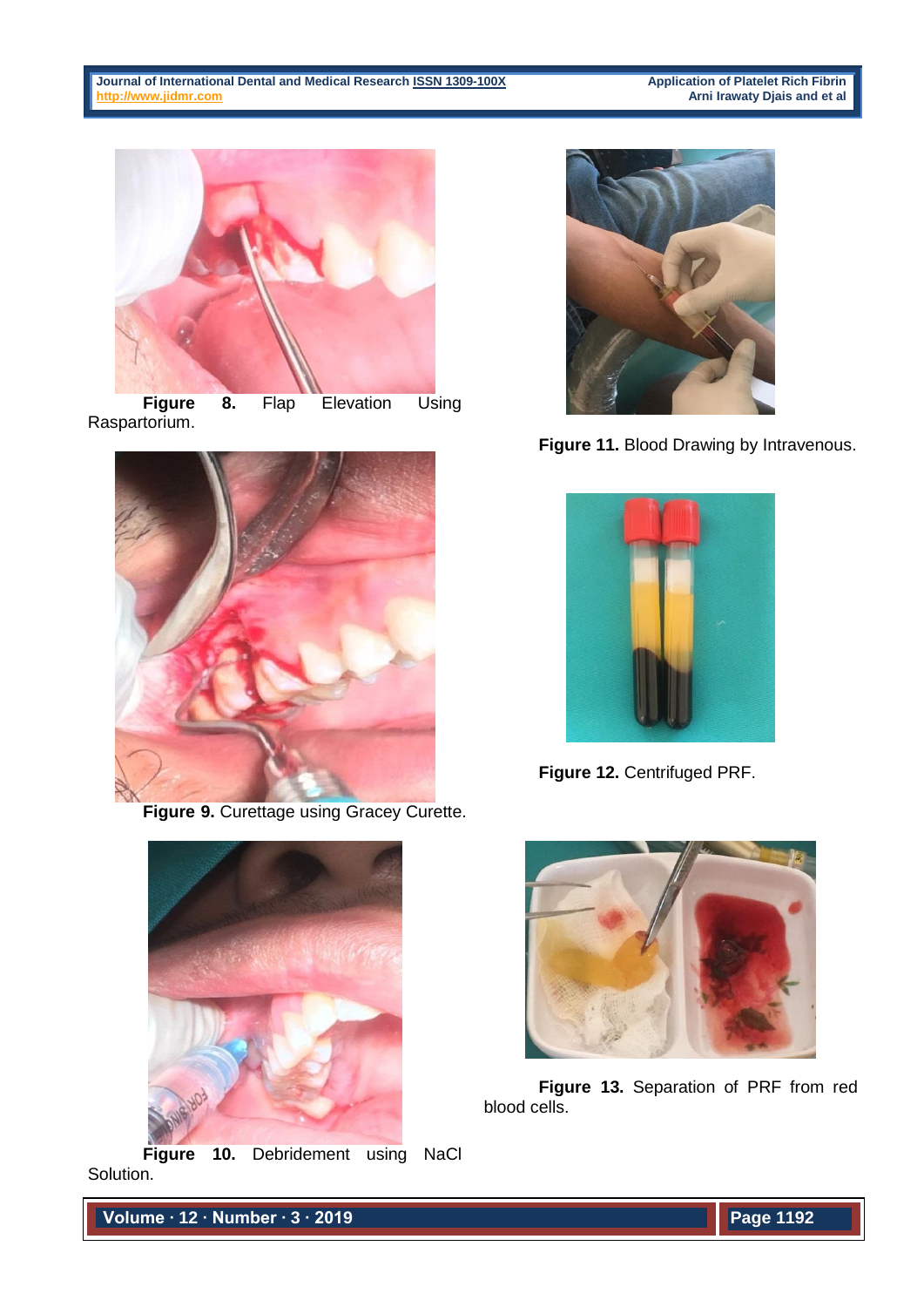**Figure 8.** Flap Elevation Using Raspartorium.

**Figure 9.** Curettage using Gracey Curette.

**Figure 10.** Debridement using NaCl Solution.

**Figure 11.** Blood Drawing by Intravenous.

**Figure 12.** Centrifuged PRF.

**Figure 13.** Separation of PRF from red blood cells.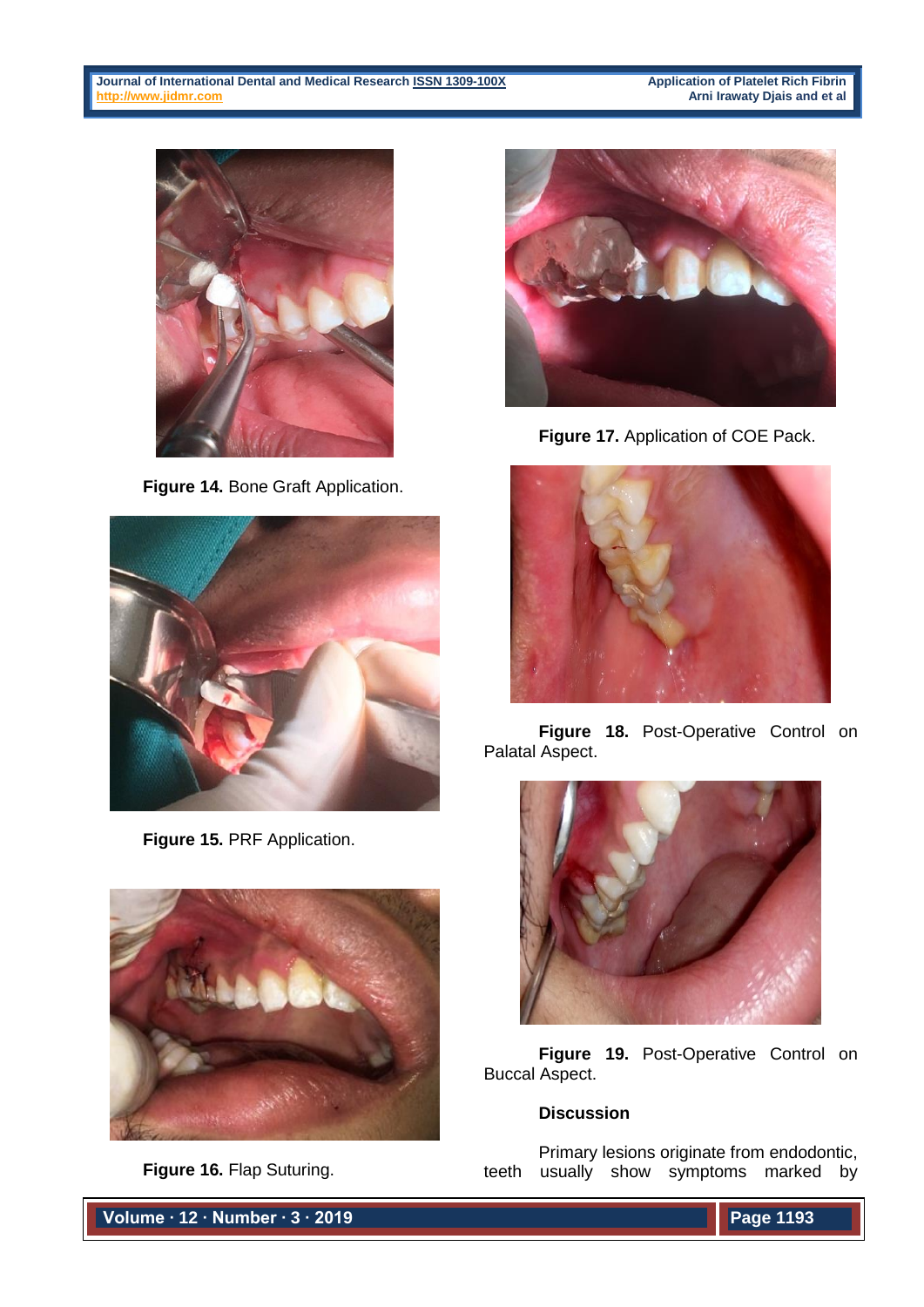**Figure 14.** Bone Graft Application.

**Figure 15.** PRF Application.

**Figure 16.** Flap Suturing.

**Figure 17.** Application of COE Pack.

**Figure 18.** Post-Operative Control on Palatal Aspect.

**Figure 19.** Post-Operative Control on Buccal Aspect.

## Discussion

Primary lesions originate from endodontic, teeth usually show symptoms marked by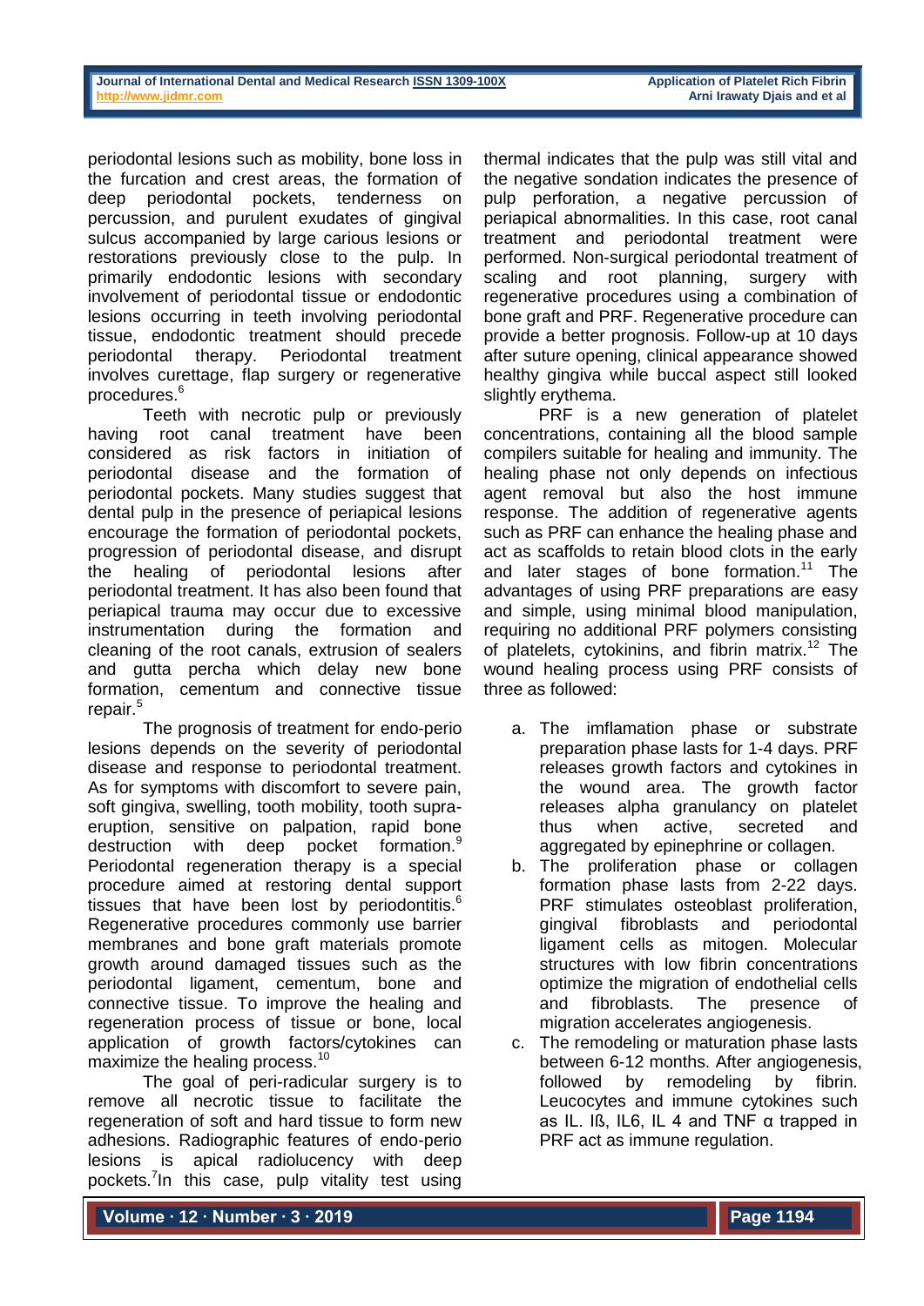periodontal lesions such as mobility, bone loss in the furcation and crest areas, the formation of deep periodontal pockets, tenderness on percussion, and purulent exudates of gingival sulcus accompanied by large carious lesions or restorations previously close to the pulp. In primarily endodontic lesions with secondary involvement of periodontal tissue or endodontic lesions occurring in teeth involving periodontal tissue, endodontic treatment should precede periodontal therapy. Periodontal treatment involves curettage, flap surgery or regenerative procedures.[6]

Teeth with necrotic pulp or previously having root canal treatment have been considered as risk factors in initiation of periodontal disease and the formation of periodontal pockets. Many studies suggest that dental pulp in the presence of periapical lesions encourage the formation of periodontal pockets, progression of periodontal disease, and disrupt the healing of periodontal lesions after periodontal treatment. It has also been found that periapical trauma may occur due to excessive instrumentation during the formation and cleaning of the root canals, extrusion of sealers and gutta percha which delay new bone formation, cementum and connective tissue repair.[5]

The prognosis of treatment for endo-perio lesions depends on the severity of periodontal disease and response to periodontal treatment. As for symptoms with discomfort to severe pain, soft gingiva, swelling, tooth mobility, tooth supra-eruption, sensitive on palpation, rapid bone destruction with deep pocket formation.[9] Periodontal regeneration therapy is a special procedure aimed at restoring dental support tissues that have been lost by periodontitis.[6] Regenerative procedures commonly use barrier membranes and bone graft materials promote growth around damaged tissues such as the periodontal ligament, cementum, bone and connective tissue. To improve the healing and regeneration process of tissue or bone, local application of growth factors/cytokines can maximize the healing process.[10]

The goal of peri-radicular surgery is to remove all necrotic tissue to facilitate the regeneration of soft and hard tissue to form new adhesions. Radiographic features of endo-perio lesions is apical radiolucency with deep pockets.[7]In this case, pulp vitality test using thermal indicates that the pulp was still vital and the negative sondation indicates the presence of pulp perforation, a negative percussion of periapical abnormalities. In this case, root canal treatment and periodontal treatment were performed. Non-surgical periodontal treatment of scaling and root planning, surgery with regenerative procedures using a combination of bone graft and PRF. Regenerative procedure can provide a better prognosis. Follow-up at 10 days after suture opening, clinical appearance showed healthy gingiva while buccal aspect still looked slightly erythema.

PRF is a new generation of platelet concentrations, containing all the blood sample compilers suitable for healing and immunity. The healing phase not only depends on infectious agent removal but also the host immune response. The addition of regenerative agents such as PRF can enhance the healing phase and act as scaffolds to retain blood clots in the early and later stages of bone formation.[11] The advantages of using PRF preparations are easy and simple, using minimal blood manipulation, requiring no additional PRF polymers consisting of platelets, cytokinins, and fibrin matrix.[12] The wound healing process using PRF consists of three as followed:

a. The imflamation phase or substrate preparation phase lasts for 1-4 days. PRF releases growth factors and cytokines in the wound area. The growth factor releases alpha granulancy on platelet thus when active, secreted and aggregated by epinephrine or collagen.
b. The proliferation phase or collagen formation phase lasts from 2-22 days. PRF stimulates osteoblast proliferation, gingival fibroblasts and periodontal ligament cells as mitogen. Molecular structures with low fibrin concentrations optimize the migration of endothelial cells and fibroblasts. The presence of migration accelerates angiogenesis.
c. The remodeling or maturation phase lasts between 6-12 months. After angiogenesis, followed by remodeling by fibrin. Leucocytes and immune cytokines such as IL. Iß, IL6, IL 4 and TNF α trapped in PRF act as immune regulation.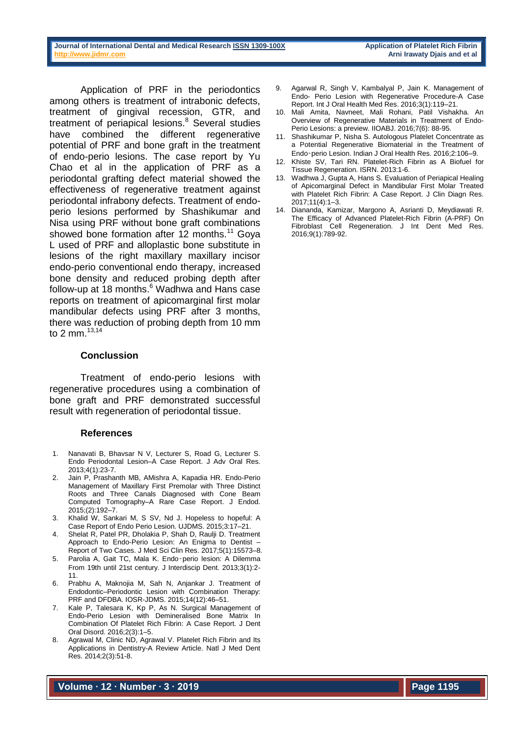Application of PRF in the periodontics among others is treatment of intrabonic defects, treatment of gingival recession, GTR, and treatment of periapical lesions.[8] Several studies have combined the different regenerative potential of PRF and bone graft in the treatment of endo-perio lesions. The case report by Yu Chao et al in the application of PRF as a periodontal grafting defect material showed the effectiveness of regenerative treatment against periodontal infrabony defects. Treatment of endo-perio lesions performed by Shashikumar and Nisa using PRF without bone graft combinations showed bone formation after 12 months.[11] Goya L used of PRF and alloplastic bone substitute in lesions of the right maxillary maxillary incisor endo-perio conventional endo therapy, increased bone density and reduced probing depth after follow-up at 18 months.[6] Wadhwa and Hans case reports on treatment of apicomarginal first molar mandibular defects using PRF after 3 months, there was reduction of probing depth from 10 mm to 2 mm.[13,14]

## Conclussion

Treatment of endo-perio lesions with regenerative procedures using a combination of bone graft and PRF demonstrated successful result with regeneration of periodontal tissue.

## References

1. Nanavati B, Bhavsar N V, Lecturer S, Road G, Lecturer S. Endo Periodontal Lesion–A Case Report. J Adv Oral Res. 2013;4(1):23-7.
2. Jain P, Prashanth MB, AMishra A, Kapadia HR. Endo-Perio Management of Maxillary First Premolar with Three Distinct Roots and Three Canals Diagnosed with Cone Beam Computed Tomography–A Rare Case Report. J Endod. 2015;(2):192–7.
3. Khalid W, Sankari M, S SV, Nd J. Hopeless to hopeful: A Case Report of Endo Perio Lesion. UJDMS. 2015;3:17–21.
4. Shelat R, Patel PR, Dholakia P, Shah D, Raulji D. Treatment Approach to Endo-Perio Lesion: An Enigma to Dentist – Report of Two Cases. J Med Sci Clin Res. 2017;5(1):15573–8.
5. Parolia A, Gait TC, Mala K. Endo‑perio lesion: A Dilemma From 19th until 21st century. J Interdiscip Dent. 2013;3(1):2-11.
6. Prabhu A, Maknojia M, Sah N, Anjankar J. Treatment of Endodontic–Periodontic Lesion with Combination Therapy: PRF and DFDBA. IOSR-JDMS. 2015;14(12):46–51.
7. Kale P, Talesara K, Kp P, As N. Surgical Management of Endo-Perio Lesion with Demineralised Bone Matrix In Combination Of Platelet Rich Fibrin: A Case Report. J Dent Oral Disord. 2016;2(3):1–5.
8. Agrawal M, Clinic ND, Agrawal V. Platelet Rich Fibrin and Its Applications in Dentistry-A Review Article. Natl J Med Dent Res. 2014;2(3):51-8.
9. Agarwal R, Singh V, Kambalyal P, Jain K. Management of Endo- Perio Lesion with Regenerative Procedure-A Case Report. Int J Oral Health Med Res. 2016;3(1):119–21.
10. Mali Amita, Navneet, Mali Rohani, Patil Vishakha. An Overview of Regenerative Materials in Treatment of Endo-Perio Lesions: a preview. IIOABJ. 2016;7(6): 88-95.
11. Shashikumar P, Nisha S. Autologous Platelet Concentrate as a Potential Regenerative Biomaterial in the Treatment of Endo‑perio Lesion. Indian J Oral Health Res. 2016;2:106–9.
12. Khiste SV, Tari RN. Platelet-Rich Fibrin as A Biofuel for Tissue Regeneration. ISRN. 2013:1-6.
13. Wadhwa J, Gupta A, Hans S. Evaluation of Periapical Healing of Apicomarginal Defect in Mandibular First Molar Treated with Platelet Rich Fibrin: A Case Report. J Clin Diagn Res. 2017;11(4):1–3.
14. Diananda, Kamizar, Margono A, Asrianti D, Meydiawati R. The Efficacy of Advanced Platelet-Rich Fibrin (A-PRF) On Fibroblast Cell Regeneration. J Int Dent Med Res. 2016;9(1):789-92.